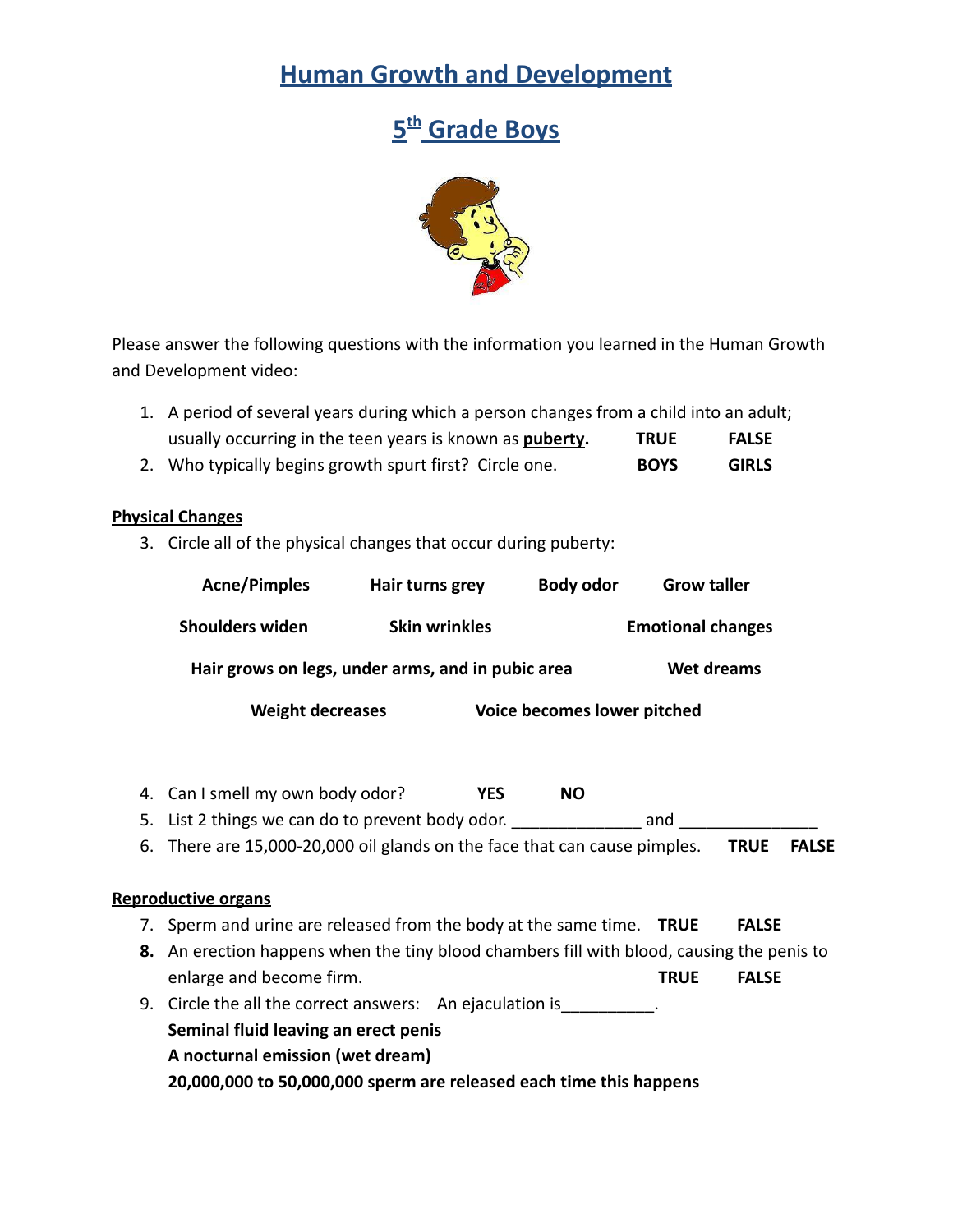# Human Growth and Development

## 5th Grade Boys

Please answer the following questions with the information you learned in the Human Growth and Development video:

1. A period of several years during which a person changes from a child into an adult; usually occurring in the teen years is known as **puberty.** **TRUE** **FALSE**
2. Who typically begins growth spurt first? Circle one. **BOYS** **GIRLS**

**Physical Changes**

3. Circle all of the physical changes that occur during puberty:

**Acne/Pimples** **Hair turns grey** **Body odor** **Grow taller**

**Shoulders widen** **Skin wrinkles** **Emotional changes**

**Hair grows on legs, under arms, and in pubic area** **Wet dreams**

**Weight decreases** **Voice becomes lower pitched**

4. Can I smell my own body odor? **YES** **NO**
5. List 2 things we can do to prevent body odor. ______________ and _______________
6. There are 15,000-20,000 oil glands on the face that can cause pimples. **TRUE** **FALSE**

**Reproductive organs**

7. Sperm and urine are released from the body at the same time. **TRUE** **FALSE**
8. An erection happens when the tiny blood chambers fill with blood, causing the penis to enlarge and become firm. **TRUE** **FALSE**
9. Circle the all the correct answers: An ejaculation is__________.
   **Seminal fluid leaving an erect penis**
   **A nocturnal emission (wet dream)**
   **20,000,000 to 50,000,000 sperm are released each time this happens**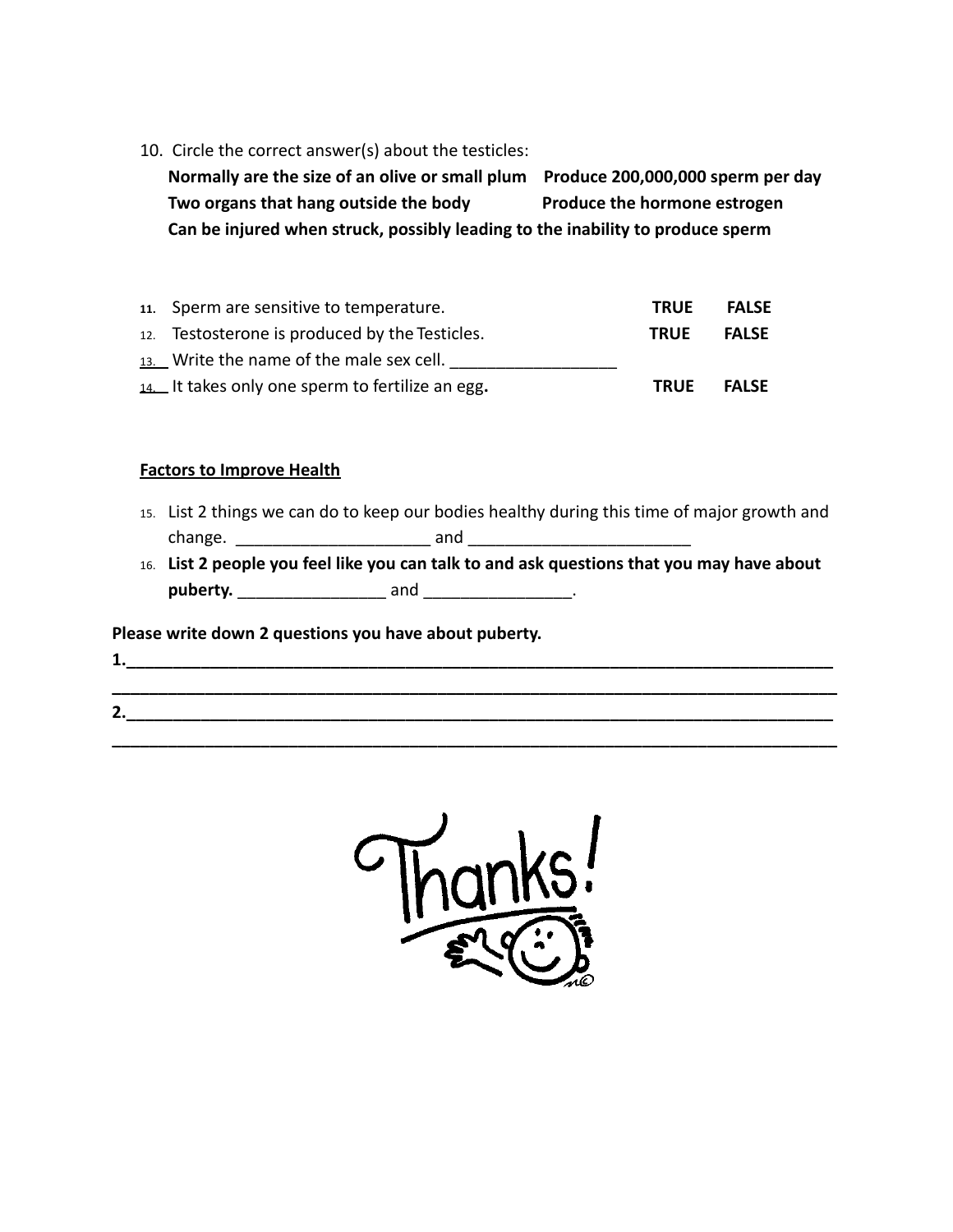10. Circle the correct answer(s) about the testicles:

**Normally are the size of an olive or small plum** **Produce 200,000,000 sperm per day**
**Two organs that hang outside the body** **Produce the hormone estrogen**
**Can be injured when struck, possibly leading to the inability to produce sperm**

11. Sperm are sensitive to temperature. **TRUE** **FALSE**
12. Testosterone is produced by the Testicles. **TRUE** **FALSE**
13. Write the name of the male sex cell. __________________
14. It takes only one sperm to fertilize an egg**.** **TRUE** **FALSE**

**Factors to Improve Health**

15. List 2 things we can do to keep our bodies healthy during this time of major growth and change. _____________________ and ________________________
16. **List 2 people you feel like you can talk to and ask questions that you may have about puberty.** ________________ and ________________.

**Please write down 2 questions you have about puberty.**

**1.________________________________________________________________________________**

**________________________________________________________________________________**

**2.________________________________________________________________________________**

**________________________________________________________________________________**

Thanks!